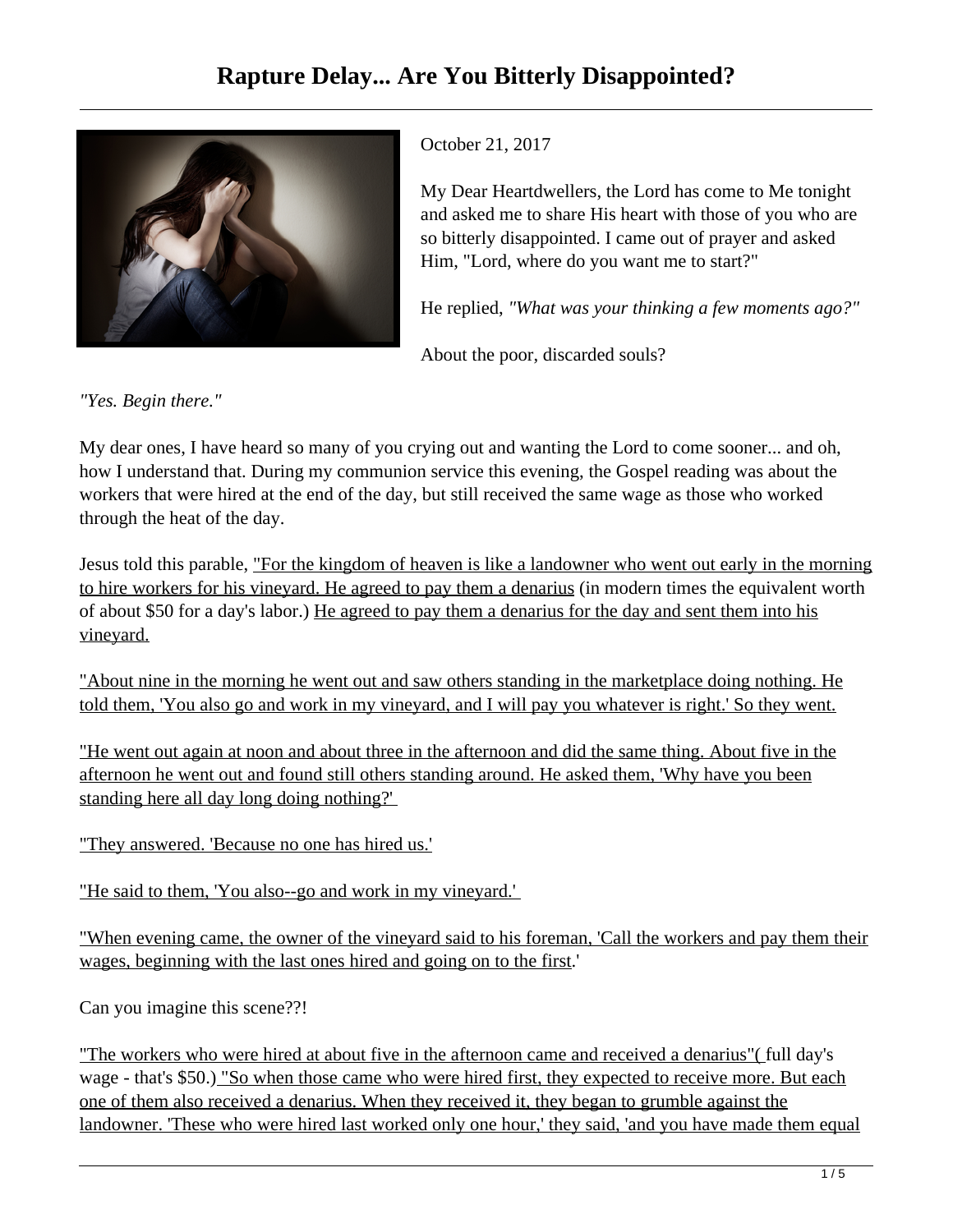# Rapture Delay... Are You Bitterly Disappointed?

October 21, 2017

My Dear Heartdwellers, the Lord has come to Me tonight and asked me to share His heart with those of you who are so bitterly disappointed. I came out of prayer and asked Him, "Lord, where do you want me to start?"

He replied, *"What was your thinking a few moments ago?"*

About the poor, discarded souls?

*"Yes. Begin there."*

My dear ones, I have heard so many of you crying out and wanting the Lord to come sooner... and oh, how I understand that. During my communion service this evening, the Gospel reading was about the workers that were hired at the end of the day, but still received the same wage as those who worked through the heat of the day.

Jesus told this parable, "For the kingdom of heaven is like a landowner who went out early in the morning to hire workers for his vineyard. He agreed to pay them a denarius (in modern times the equivalent worth of about $50 for a day's labor.) He agreed to pay them a denarius for the day and sent them into his vineyard.

"About nine in the morning he went out and saw others standing in the marketplace doing nothing. He told them, 'You also go and work in my vineyard, and I will pay you whatever is right.' So they went.

"He went out again at noon and about three in the afternoon and did the same thing. About five in the afternoon he went out and found still others standing around. He asked them, 'Why have you been standing here all day long doing nothing?'

"They answered. 'Because no one has hired us.'

"He said to them, 'You also--go and work in my vineyard.'

"When evening came, the owner of the vineyard said to his foreman, 'Call the workers and pay them their wages, beginning with the last ones hired and going on to the first.'

Can you imagine this scene??!

"The workers who were hired at about five in the afternoon came and received a denarius"( full day's wage - that's $50.) "So when those came who were hired first, they expected to receive more. But each one of them also received a denarius. When they received it, they began to grumble against the landowner. 'These who were hired last worked only one hour,' they said, 'and you have made them equal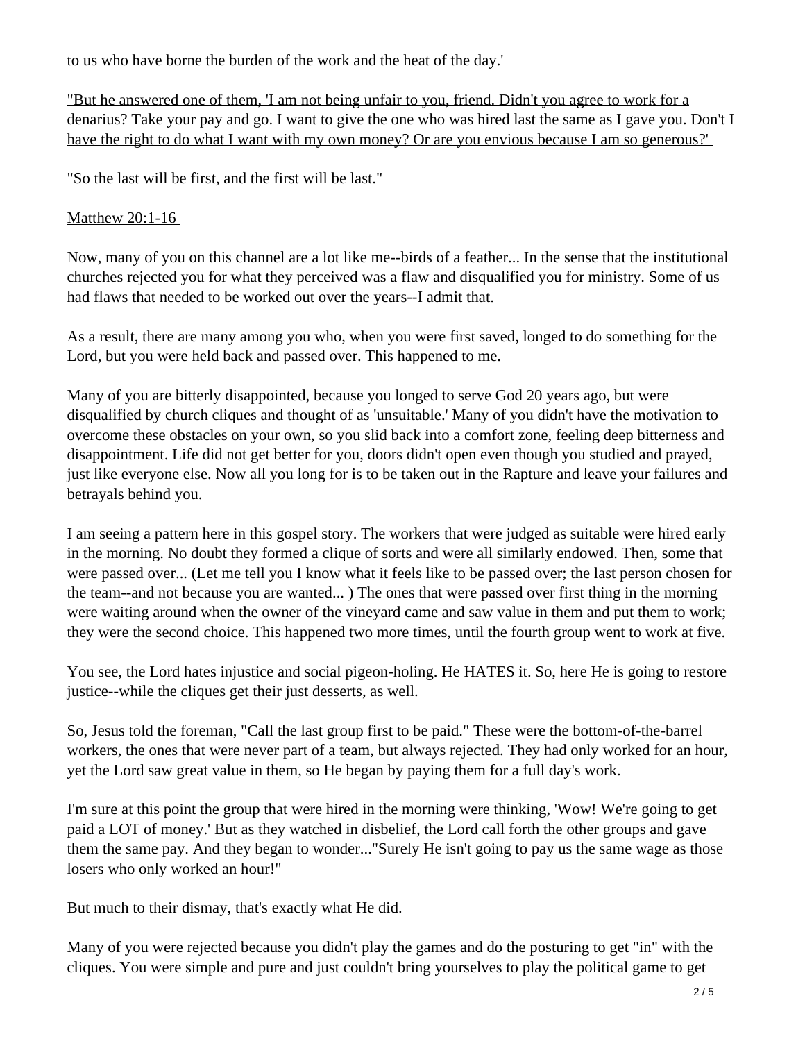to us who have borne the burden of the work and the heat of the day.'

"But he answered one of them, 'I am not being unfair to you, friend. Didn't you agree to work for a denarius? Take your pay and go. I want to give the one who was hired last the same as I gave you. Don't I have the right to do what I want with my own money? Or are you envious because I am so generous?'

"So the last will be first, and the first will be last."

Matthew 20:1-16

Now, many of you on this channel are a lot like me--birds of a feather... In the sense that the institutional churches rejected you for what they perceived was a flaw and disqualified you for ministry. Some of us had flaws that needed to be worked out over the years--I admit that.

As a result, there are many among you who, when you were first saved, longed to do something for the Lord, but you were held back and passed over. This happened to me.

Many of you are bitterly disappointed, because you longed to serve God 20 years ago, but were disqualified by church cliques and thought of as 'unsuitable.' Many of you didn't have the motivation to overcome these obstacles on your own, so you slid back into a comfort zone, feeling deep bitterness and disappointment. Life did not get better for you, doors didn't open even though you studied and prayed, just like everyone else. Now all you long for is to be taken out in the Rapture and leave your failures and betrayals behind you.

I am seeing a pattern here in this gospel story. The workers that were judged as suitable were hired early in the morning. No doubt they formed a clique of sorts and were all similarly endowed. Then, some that were passed over... (Let me tell you I know what it feels like to be passed over; the last person chosen for the team--and not because you are wanted... ) The ones that were passed over first thing in the morning were waiting around when the owner of the vineyard came and saw value in them and put them to work; they were the second choice. This happened two more times, until the fourth group went to work at five.

You see, the Lord hates injustice and social pigeon-holing. He HATES it. So, here He is going to restore justice--while the cliques get their just desserts, as well.

So, Jesus told the foreman, "Call the last group first to be paid." These were the bottom-of-the-barrel workers, the ones that were never part of a team, but always rejected. They had only worked for an hour, yet the Lord saw great value in them, so He began by paying them for a full day's work.

I'm sure at this point the group that were hired in the morning were thinking, 'Wow! We're going to get paid a LOT of money.' But as they watched in disbelief, the Lord call forth the other groups and gave them the same pay. And they began to wonder..."Surely He isn't going to pay us the same wage as those losers who only worked an hour!"

But much to their dismay, that's exactly what He did.

Many of you were rejected because you didn't play the games and do the posturing to get "in" with the cliques. You were simple and pure and just couldn't bring yourselves to play the political game to get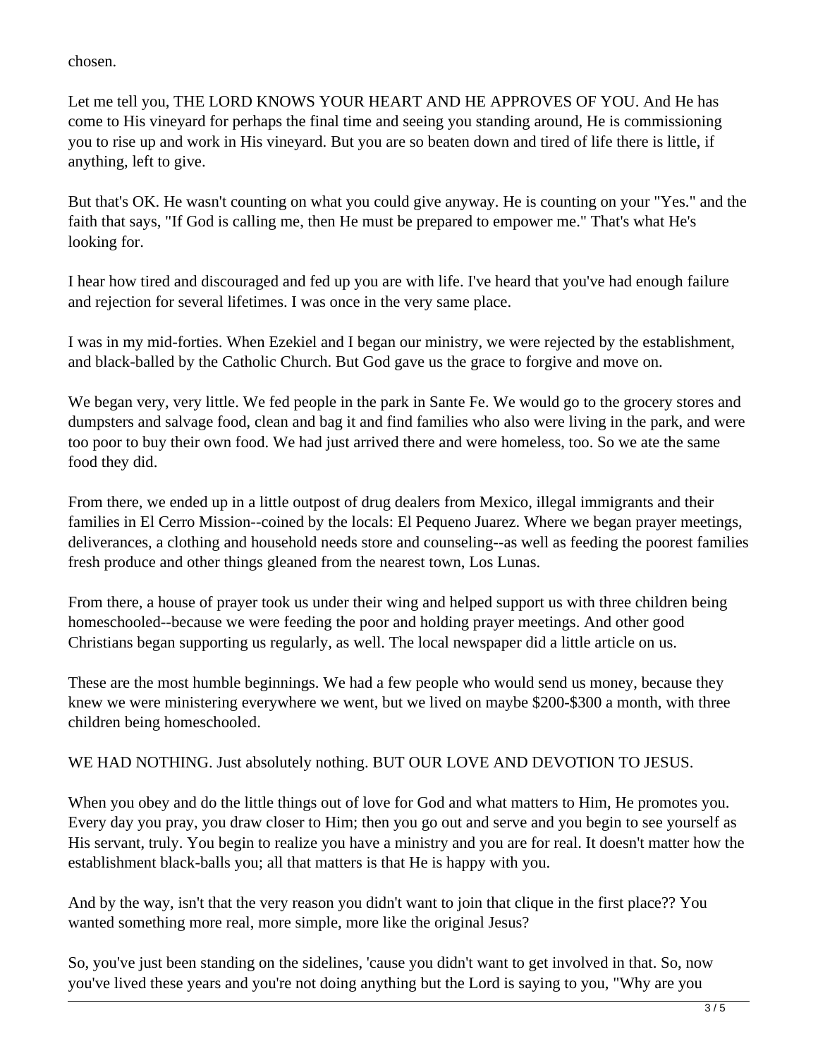chosen.

Let me tell you, THE LORD KNOWS YOUR HEART AND HE APPROVES OF YOU. And He has come to His vineyard for perhaps the final time and seeing you standing around, He is commissioning you to rise up and work in His vineyard. But you are so beaten down and tired of life there is little, if anything, left to give.

But that's OK. He wasn't counting on what you could give anyway. He is counting on your "Yes." and the faith that says, "If God is calling me, then He must be prepared to empower me." That's what He's looking for.

I hear how tired and discouraged and fed up you are with life. I've heard that you've had enough failure and rejection for several lifetimes. I was once in the very same place.

I was in my mid-forties. When Ezekiel and I began our ministry, we were rejected by the establishment, and black-balled by the Catholic Church. But God gave us the grace to forgive and move on.

We began very, very little. We fed people in the park in Sante Fe. We would go to the grocery stores and dumpsters and salvage food, clean and bag it and find families who also were living in the park, and were too poor to buy their own food. We had just arrived there and were homeless, too. So we ate the same food they did.

From there, we ended up in a little outpost of drug dealers from Mexico, illegal immigrants and their families in El Cerro Mission--coined by the locals: El Pequeno Juarez. Where we began prayer meetings, deliverances, a clothing and household needs store and counseling--as well as feeding the poorest families fresh produce and other things gleaned from the nearest town, Los Lunas.

From there, a house of prayer took us under their wing and helped support us with three children being homeschooled--because we were feeding the poor and holding prayer meetings. And other good Christians began supporting us regularly, as well. The local newspaper did a little article on us.

These are the most humble beginnings. We had a few people who would send us money, because they knew we were ministering everywhere we went, but we lived on maybe $200-$300 a month, with three children being homeschooled.

WE HAD NOTHING. Just absolutely nothing. BUT OUR LOVE AND DEVOTION TO JESUS.

When you obey and do the little things out of love for God and what matters to Him, He promotes you. Every day you pray, you draw closer to Him; then you go out and serve and you begin to see yourself as His servant, truly. You begin to realize you have a ministry and you are for real. It doesn't matter how the establishment black-balls you; all that matters is that He is happy with you.

And by the way, isn't that the very reason you didn't want to join that clique in the first place?? You wanted something more real, more simple, more like the original Jesus?

So, you've just been standing on the sidelines, 'cause you didn't want to get involved in that. So, now you've lived these years and you're not doing anything but the Lord is saying to you, "Why are you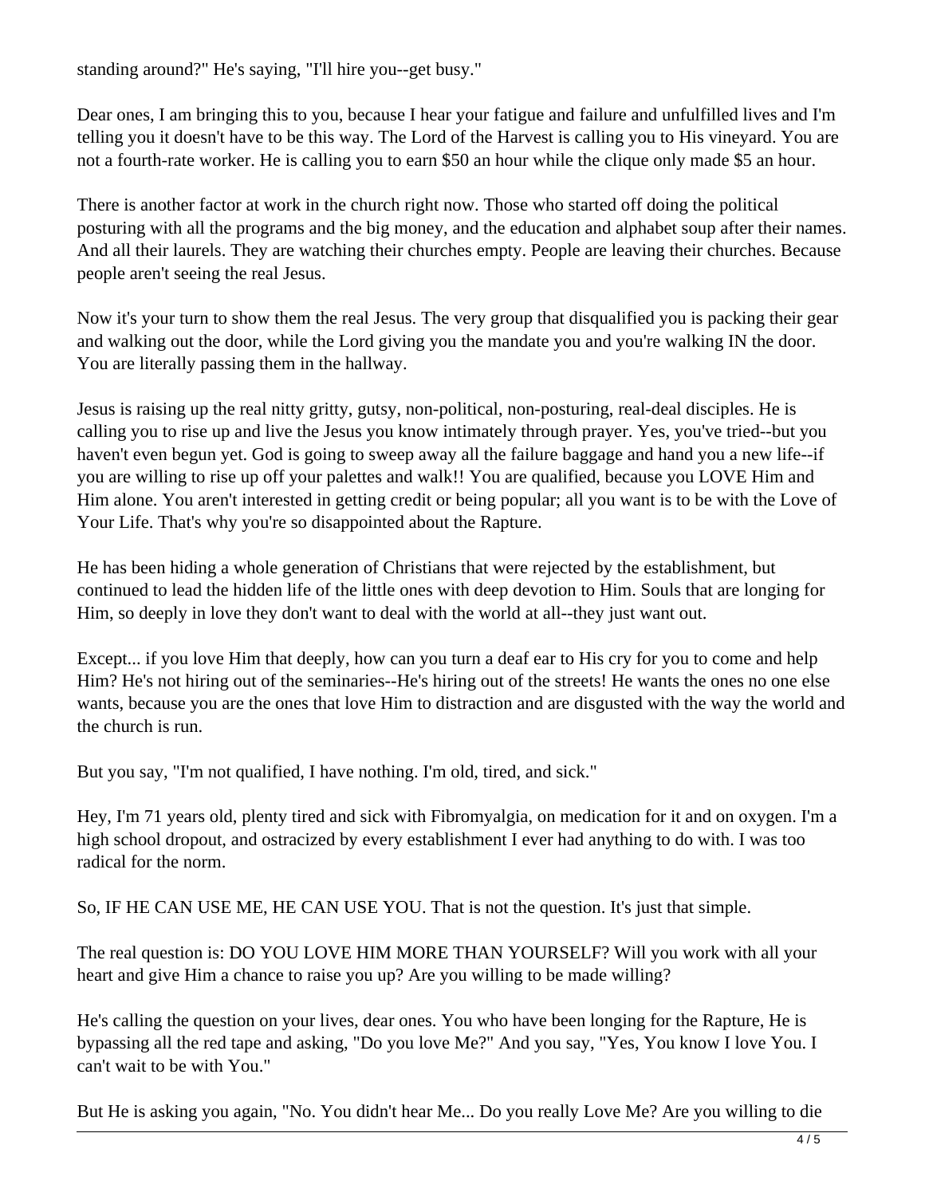standing around?" He's saying, "I'll hire you--get busy."

Dear ones, I am bringing this to you, because I hear your fatigue and failure and unfulfilled lives and I'm telling you it doesn't have to be this way. The Lord of the Harvest is calling you to His vineyard. You are not a fourth-rate worker. He is calling you to earn $50 an hour while the clique only made $5 an hour.

There is another factor at work in the church right now. Those who started off doing the political posturing with all the programs and the big money, and the education and alphabet soup after their names. And all their laurels. They are watching their churches empty. People are leaving their churches. Because people aren't seeing the real Jesus.

Now it's your turn to show them the real Jesus. The very group that disqualified you is packing their gear and walking out the door, while the Lord giving you the mandate you and you're walking IN the door. You are literally passing them in the hallway.

Jesus is raising up the real nitty gritty, gutsy, non-political, non-posturing, real-deal disciples. He is calling you to rise up and live the Jesus you know intimately through prayer. Yes, you've tried--but you haven't even begun yet. God is going to sweep away all the failure baggage and hand you a new life--if you are willing to rise up off your palettes and walk!! You are qualified, because you LOVE Him and Him alone. You aren't interested in getting credit or being popular; all you want is to be with the Love of Your Life. That's why you're so disappointed about the Rapture.

He has been hiding a whole generation of Christians that were rejected by the establishment, but continued to lead the hidden life of the little ones with deep devotion to Him. Souls that are longing for Him, so deeply in love they don't want to deal with the world at all--they just want out.

Except... if you love Him that deeply, how can you turn a deaf ear to His cry for you to come and help Him? He's not hiring out of the seminaries--He's hiring out of the streets! He wants the ones no one else wants, because you are the ones that love Him to distraction and are disgusted with the way the world and the church is run.

But you say, "I'm not qualified, I have nothing. I'm old, tired, and sick."

Hey, I'm 71 years old, plenty tired and sick with Fibromyalgia, on medication for it and on oxygen. I'm a high school dropout, and ostracized by every establishment I ever had anything to do with. I was too radical for the norm.

So, IF HE CAN USE ME, HE CAN USE YOU. That is not the question. It's just that simple.

The real question is: DO YOU LOVE HIM MORE THAN YOURSELF? Will you work with all your heart and give Him a chance to raise you up? Are you willing to be made willing?

He's calling the question on your lives, dear ones. You who have been longing for the Rapture, He is bypassing all the red tape and asking, "Do you love Me?" And you say, "Yes, You know I love You. I can't wait to be with You."

But He is asking you again, "No. You didn't hear Me... Do you really Love Me? Are you willing to die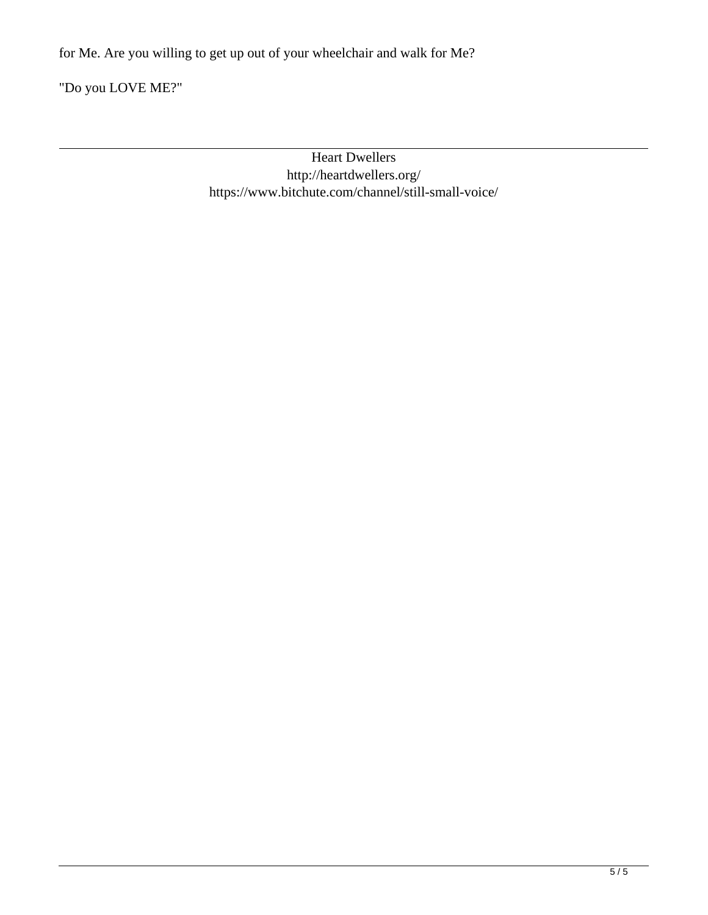for Me. Are you willing to get up out of your wheelchair and walk for Me?

"Do you LOVE ME?"

---

Heart Dwellers
http://heartdwellers.org/
https://www.bitchute.com/channel/still-small-voice/